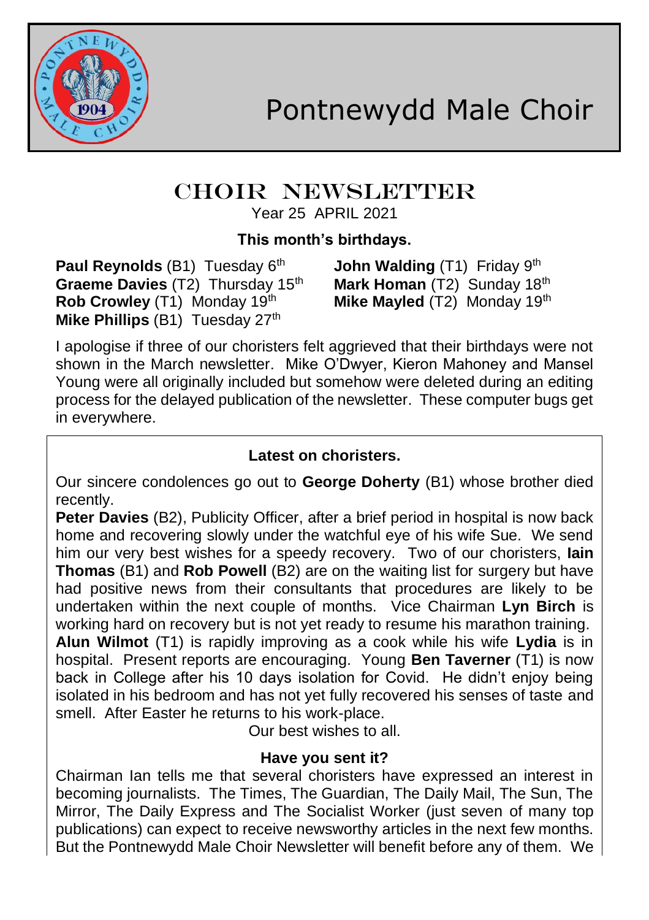# Pontnewydd Male Choir

## CHOIR NEWSLETTER

Year 25 APRIL 2021

### This month's birthdays.

**Paul Reynolds** (B1) Tuesday 6th
**John Walding** (T1) Friday 9th
**Graeme Davies** (T2) Thursday 15th
**Mark Homan** (T2) Sunday 18th
**Rob Crowley** (T1) Monday 19th
**Mike Mayled** (T2) Monday 19th
**Mike Phillips** (B1) Tuesday 27th

I apologise if three of our choristers felt aggrieved that their birthdays were not shown in the March newsletter. Mike O'Dwyer, Kieron Mahoney and Mansel Young were all originally included but somehow were deleted during an editing process for the delayed publication of the newsletter. These computer bugs get in everywhere.

### Latest on choristers.

Our sincere condolences go out to **George Doherty** (B1) whose brother died recently.

**Peter Davies** (B2), Publicity Officer, after a brief period in hospital is now back home and recovering slowly under the watchful eye of his wife Sue. We send him our very best wishes for a speedy recovery. Two of our choristers, **Iain Thomas** (B1) and **Rob Powell** (B2) are on the waiting list for surgery but have had positive news from their consultants that procedures are likely to be undertaken within the next couple of months. Vice Chairman **Lyn Birch** is working hard on recovery but is not yet ready to resume his marathon training. **Alun Wilmot** (T1) is rapidly improving as a cook while his wife **Lydia** is in hospital. Present reports are encouraging. Young **Ben Taverner** (T1) is now back in College after his 10 days isolation for Covid. He didn't enjoy being isolated in his bedroom and has not yet fully recovered his senses of taste and smell. After Easter he returns to his work-place.

Our best wishes to all.

### Have you sent it?

Chairman Ian tells me that several choristers have expressed an interest in becoming journalists. The Times, The Guardian, The Daily Mail, The Sun, The Mirror, The Daily Express and The Socialist Worker (just seven of many top publications) can expect to receive newsworthy articles in the next few months. But the Pontnewydd Male Choir Newsletter will benefit before any of them. We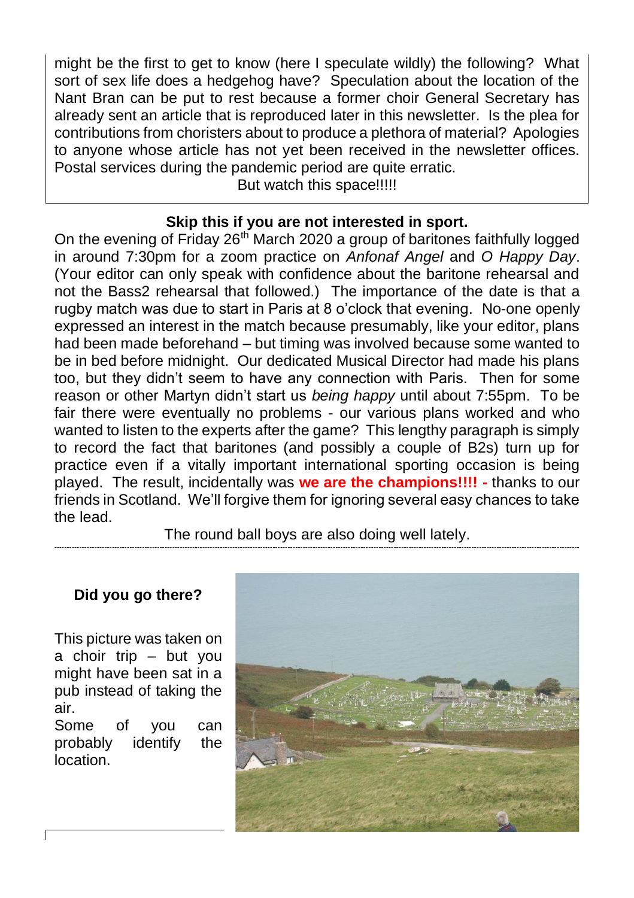might be the first to get to know (here I speculate wildly) the following? What sort of sex life does a hedgehog have? Speculation about the location of the Nant Bran can be put to rest because a former choir General Secretary has already sent an article that is reproduced later in this newsletter. Is the plea for contributions from choristers about to produce a plethora of material? Apologies to anyone whose article has not yet been received in the newsletter offices. Postal services during the pandemic period are quite erratic.

But watch this space!!!!!

**Skip this if you are not interested in sport.**

On the evening of Friday 26th March 2020 a group of baritones faithfully logged in around 7:30pm for a zoom practice on *Anfonaf Angel* and *O Happy Day*. (Your editor can only speak with confidence about the baritone rehearsal and not the Bass2 rehearsal that followed.) The importance of the date is that a rugby match was due to start in Paris at 8 o'clock that evening. No-one openly expressed an interest in the match because presumably, like your editor, plans had been made beforehand – but timing was involved because some wanted to be in bed before midnight. Our dedicated Musical Director had made his plans too, but they didn't seem to have any connection with Paris. Then for some reason or other Martyn didn't start us *being happy* until about 7:55pm. To be fair there were eventually no problems - our various plans worked and who wanted to listen to the experts after the game? This lengthy paragraph is simply to record the fact that baritones (and possibly a couple of B2s) turn up for practice even if a vitally important international sporting occasion is being played. The result, incidentally was **we are the champions!!!! -** thanks to our friends in Scotland. We'll forgive them for ignoring several easy chances to take the lead.

The round ball boys are also doing well lately.

---

**Did you go there?**

This picture was taken on a choir trip – but you might have been sat in a pub instead of taking the air.
Some of you can probably identify the location.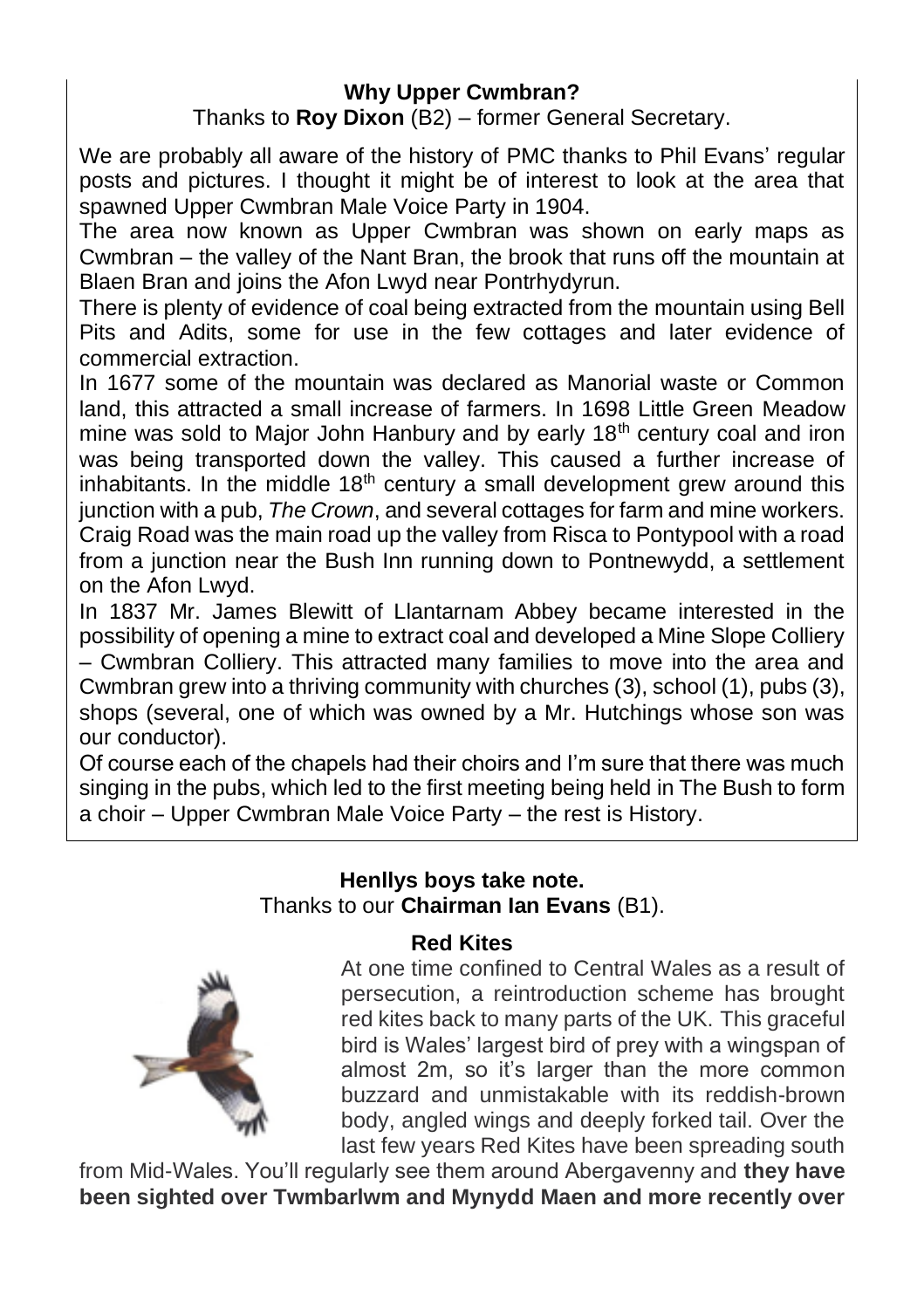**Why Upper Cwmbran?**

Thanks to **Roy Dixon** (B2) – former General Secretary.

We are probably all aware of the history of PMC thanks to Phil Evans' regular posts and pictures. I thought it might be of interest to look at the area that spawned Upper Cwmbran Male Voice Party in 1904.

The area now known as Upper Cwmbran was shown on early maps as Cwmbran – the valley of the Nant Bran, the brook that runs off the mountain at Blaen Bran and joins the Afon Lwyd near Pontrhydyrun.

There is plenty of evidence of coal being extracted from the mountain using Bell Pits and Adits, some for use in the few cottages and later evidence of commercial extraction.

In 1677 some of the mountain was declared as Manorial waste or Common land, this attracted a small increase of farmers. In 1698 Little Green Meadow mine was sold to Major John Hanbury and by early 18th century coal and iron was being transported down the valley. This caused a further increase of inhabitants. In the middle 18th century a small development grew around this junction with a pub, *The Crown*, and several cottages for farm and mine workers. Craig Road was the main road up the valley from Risca to Pontypool with a road from a junction near the Bush Inn running down to Pontnewydd, a settlement on the Afon Lwyd.

In 1837 Mr. James Blewitt of Llantarnam Abbey became interested in the possibility of opening a mine to extract coal and developed a Mine Slope Colliery – Cwmbran Colliery. This attracted many families to move into the area and Cwmbran grew into a thriving community with churches (3), school (1), pubs (3), shops (several, one of which was owned by a Mr. Hutchings whose son was our conductor).

Of course each of the chapels had their choirs and I'm sure that there was much singing in the pubs, which led to the first meeting being held in The Bush to form a choir – Upper Cwmbran Male Voice Party – the rest is History.

**Henllys boys take note.**

Thanks to our **Chairman Ian Evans** (B1).

**Red Kites**

At one time confined to Central Wales as a result of persecution, a reintroduction scheme has brought red kites back to many parts of the UK. This graceful bird is Wales' largest bird of prey with a wingspan of almost 2m, so it's larger than the more common buzzard and unmistakable with its reddish-brown body, angled wings and deeply forked tail. Over the last few years Red Kites have been spreading south from Mid-Wales. You'll regularly see them around Abergavenny and **they have been sighted over Twmbarlwm and Mynydd Maen and more recently over**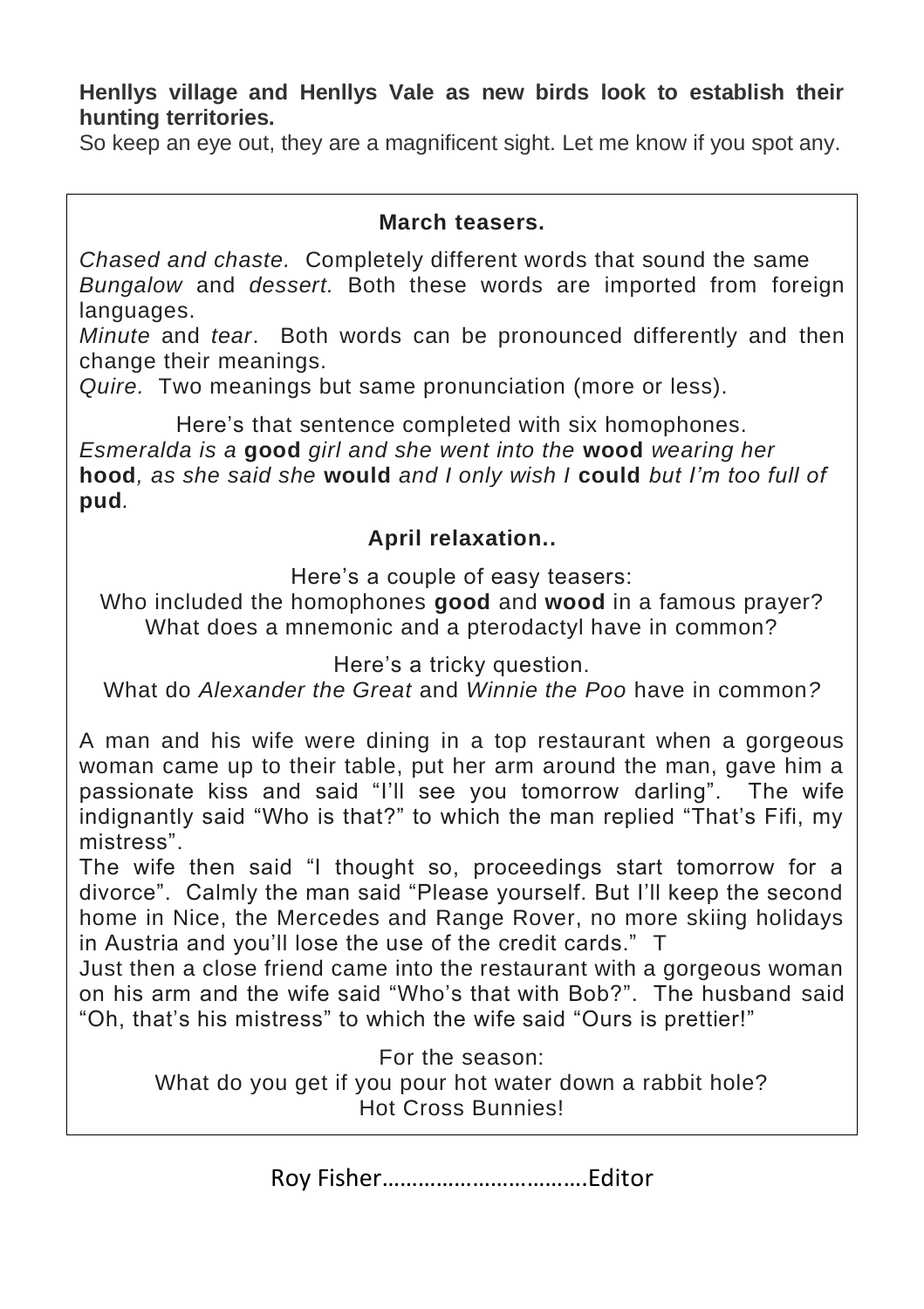**Henllys village and Henllys Vale as new birds look to establish their hunting territories.**

So keep an eye out, they are a magnificent sight. Let me know if you spot any.

**March teasers.**

*Chased and chaste.* Completely different words that sound the same
*Bungalow* and *dessert.* Both these words are imported from foreign languages.
*Minute* and *tear*. Both words can be pronounced differently and then change their meanings.
*Quire.* Two meanings but same pronunciation (more or less).

Here's that sentence completed with six homophones.
*Esmeralda is a* **good** *girl and she went into the* **wood** *wearing her* **hood***, as she said she* **would** *and I only wish I* **could** *but I'm too full of* **pud***.*

**April relaxation..**

Here's a couple of easy teasers:
Who included the homophones **good** and **wood** in a famous prayer?
What does a mnemonic and a pterodactyl have in common?

Here's a tricky question.
What do *Alexander the Great* and *Winnie the Poo* have in common*?*

A man and his wife were dining in a top restaurant when a gorgeous woman came up to their table, put her arm around the man, gave him a passionate kiss and said "I'll see you tomorrow darling". The wife indignantly said "Who is that?" to which the man replied "That's Fifi, my mistress".
The wife then said "I thought so, proceedings start tomorrow for a divorce". Calmly the man said "Please yourself. But I'll keep the second home in Nice, the Mercedes and Range Rover, no more skiing holidays in Austria and you'll lose the use of the credit cards." T
Just then a close friend came into the restaurant with a gorgeous woman on his arm and the wife said "Who's that with Bob?". The husband said "Oh, that's his mistress" to which the wife said "Ours is prettier!"

For the season:
What do you get if you pour hot water down a rabbit hole?
Hot Cross Bunnies!

Roy Fisher…………………………….Editor